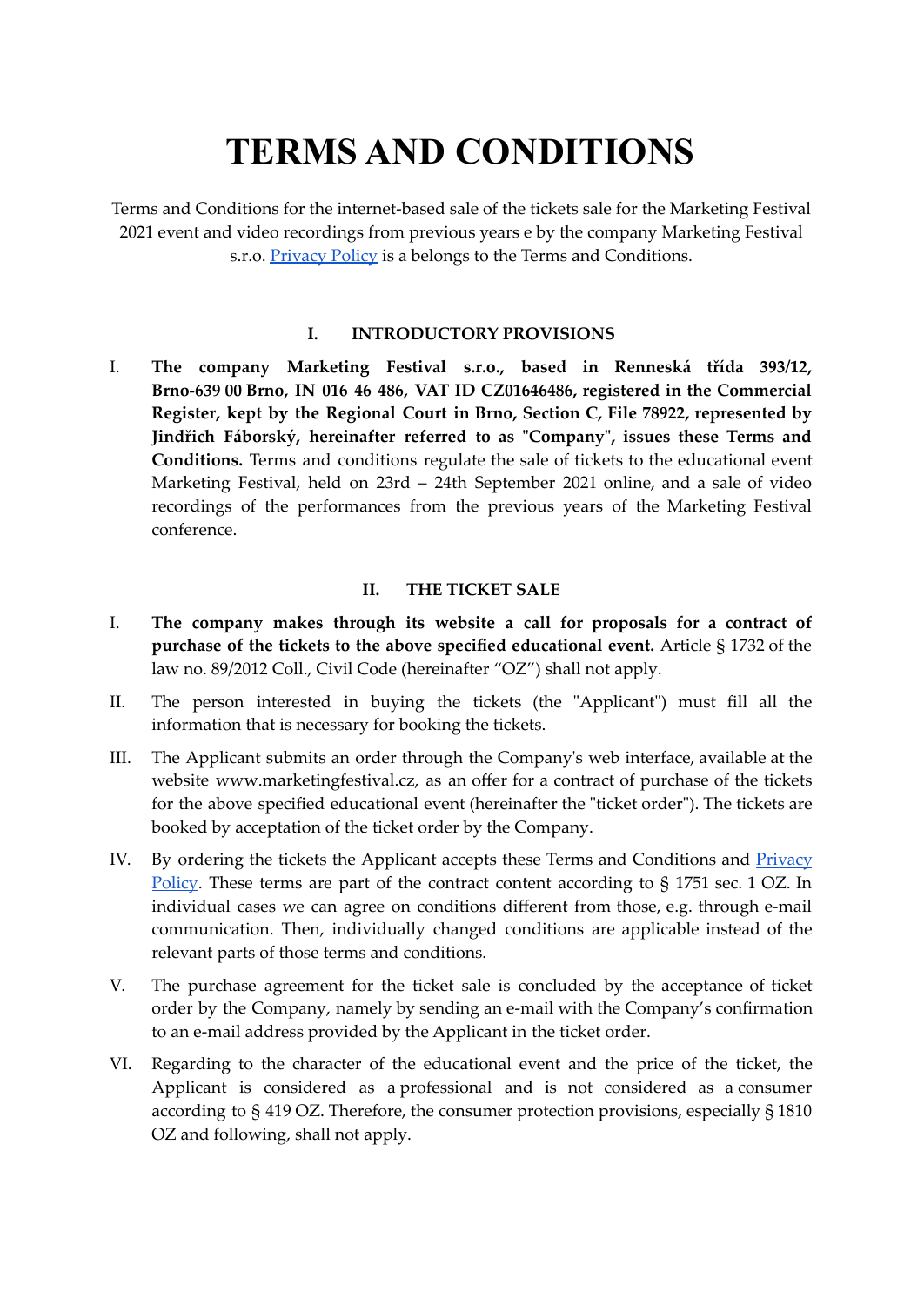# TERMS AND CONDITIONS

Terms and Conditions for the internet-based sale of the tickets sale for the Marketing Festival 2021 event and video recordings from previous years e by the company Marketing Festival s.r.o. [Privacy Policy](#) is a belongs to the Terms and Conditions.

## I. INTRODUCTORY PROVISIONS

I. **The company Marketing Festival s.r.o., based in Renneská třída 393/12, Brno-639 00 Brno, IN 016 46 486, VAT ID CZ01646486, registered in the Commercial Register, kept by the Regional Court in Brno, Section C, File 78922, represented by Jindřich Fáborský, hereinafter referred to as "Company", issues these Terms and Conditions.** Terms and conditions regulate the sale of tickets to the educational event Marketing Festival, held on 23rd – 24th September 2021 online, and a sale of video recordings of the performances from the previous years of the Marketing Festival conference.

## II. THE TICKET SALE

I. **The company makes through its website a call for proposals for a contract of purchase of the tickets to the above specified educational event.** Article § 1732 of the law no. 89/2012 Coll., Civil Code (hereinafter “OZ”) shall not apply.

II. The person interested in buying the tickets (the "Applicant") must fill all the information that is necessary for booking the tickets.

III. The Applicant submits an order through the Company's web interface, available at the website www.marketingfestival.cz, as an offer for a contract of purchase of the tickets for the above specified educational event (hereinafter the "ticket order"). The tickets are booked by acceptance of the ticket order by the Company.

IV. By ordering the tickets the Applicant accepts these Terms and Conditions and [Privacy Policy](#). These terms are part of the contract content according to § 1751 sec. 1 OZ. In individual cases we can agree on conditions different from those, e.g. through e-mail communication. Then, individually changed conditions are applicable instead of the relevant parts of those terms and conditions.

V. The purchase agreement for the ticket sale is concluded by the acceptance of ticket order by the Company, namely by sending an e-mail with the Company’s confirmation to an e-mail address provided by the Applicant in the ticket order.

VI. Regarding to the character of the educational event and the price of the ticket, the Applicant is considered as a professional and is not considered as a consumer according to § 419 OZ. Therefore, the consumer protection provisions, especially § 1810 OZ and following, shall not apply.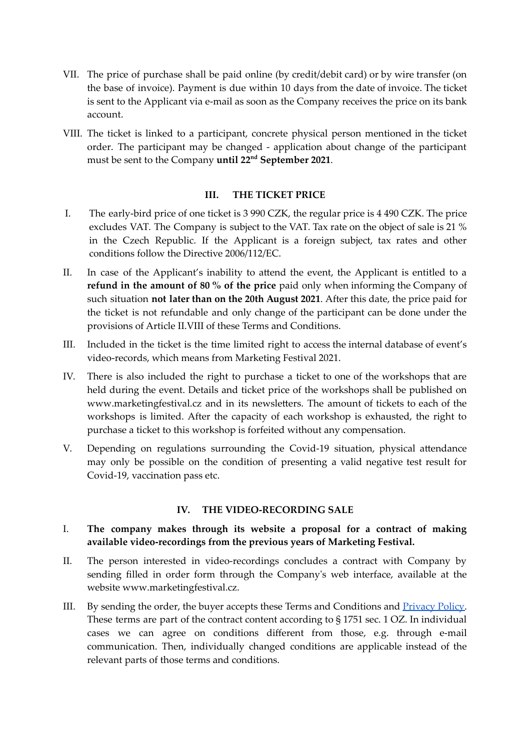VII. The price of purchase shall be paid online (by credit/debit card) or by wire transfer (on the base of invoice). Payment is due within 10 days from the date of invoice. The ticket is sent to the Applicant via e-mail as soon as the Company receives the price on its bank account.

VIII. The ticket is linked to a participant, concrete physical person mentioned in the ticket order. The participant may be changed - application about change of the participant must be sent to the Company **until 22nd September 2021**.

### III. THE TICKET PRICE

I. The early-bird price of one ticket is 3 990 CZK, the regular price is 4 490 CZK. The price excludes VAT. The Company is subject to the VAT. Tax rate on the object of sale is 21 % in the Czech Republic. If the Applicant is a foreign subject, tax rates and other conditions follow the Directive 2006/112/EC.

II. In case of the Applicant's inability to attend the event, the Applicant is entitled to a **refund in the amount of 80 % of the price** paid only when informing the Company of such situation **not later than on the 20th August 2021**. After this date, the price paid for the ticket is not refundable and only change of the participant can be done under the provisions of Article II.VIII of these Terms and Conditions.

III. Included in the ticket is the time limited right to access the internal database of event's video-records, which means from Marketing Festival 2021.

IV. There is also included the right to purchase a ticket to one of the workshops that are held during the event. Details and ticket price of the workshops shall be published on www.marketingfestival.cz and in its newsletters. The amount of tickets to each of the workshops is limited. After the capacity of each workshop is exhausted, the right to purchase a ticket to this workshop is forfeited without any compensation.

V. Depending on regulations surrounding the Covid-19 situation, physical attendance may only be possible on the condition of presenting a valid negative test result for Covid-19, vaccination pass etc.

### IV. THE VIDEO-RECORDING SALE

I. **The company makes through its website a proposal for a contract of making available video-recordings from the previous years of Marketing Festival.**

II. The person interested in video-recordings concludes a contract with Company by sending filled in order form through the Company's web interface, available at the website www.marketingfestival.cz.

III. By sending the order, the buyer accepts these Terms and Conditions and Privacy Policy. These terms are part of the contract content according to § 1751 sec. 1 OZ. In individual cases we can agree on conditions different from those, e.g. through e-mail communication. Then, individually changed conditions are applicable instead of the relevant parts of those terms and conditions.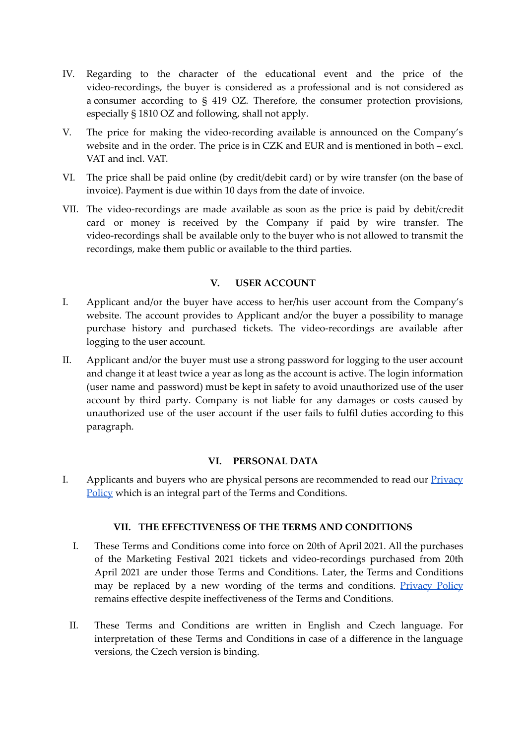IV. Regarding to the character of the educational event and the price of the video-recordings, the buyer is considered as a professional and is not considered as a consumer according to § 419 OZ. Therefore, the consumer protection provisions, especially § 1810 OZ and following, shall not apply.

V. The price for making the video-recording available is announced on the Company's website and in the order. The price is in CZK and EUR and is mentioned in both – excl. VAT and incl. VAT.

VI. The price shall be paid online (by credit/debit card) or by wire transfer (on the base of invoice). Payment is due within 10 days from the date of invoice.

VII. The video-recordings are made available as soon as the price is paid by debit/credit card or money is received by the Company if paid by wire transfer. The video-recordings shall be available only to the buyer who is not allowed to transmit the recordings, make them public or available to the third parties.

## V. USER ACCOUNT

I. Applicant and/or the buyer have access to her/his user account from the Company's website. The account provides to Applicant and/or the buyer a possibility to manage purchase history and purchased tickets. The video-recordings are available after logging to the user account.

II. Applicant and/or the buyer must use a strong password for logging to the user account and change it at least twice a year as long as the account is active. The login information (user name and password) must be kept in safety to avoid unauthorized use of the user account by third party. Company is not liable for any damages or costs caused by unauthorized use of the user account if the user fails to fulfil duties according to this paragraph.

## VI. PERSONAL DATA

I. Applicants and buyers who are physical persons are recommended to read our [Privacy Policy] which is an integral part of the Terms and Conditions.

## VII. THE EFFECTIVENESS OF THE TERMS AND CONDITIONS

I. These Terms and Conditions come into force on 20th of April 2021. All the purchases of the Marketing Festival 2021 tickets and video-recordings purchased from 20th April 2021 are under those Terms and Conditions. Later, the Terms and Conditions may be replaced by a new wording of the terms and conditions. [Privacy Policy] remains effective despite ineffectiveness of the Terms and Conditions.

II. These Terms and Conditions are written in English and Czech language. For interpretation of these Terms and Conditions in case of a difference in the language versions, the Czech version is binding.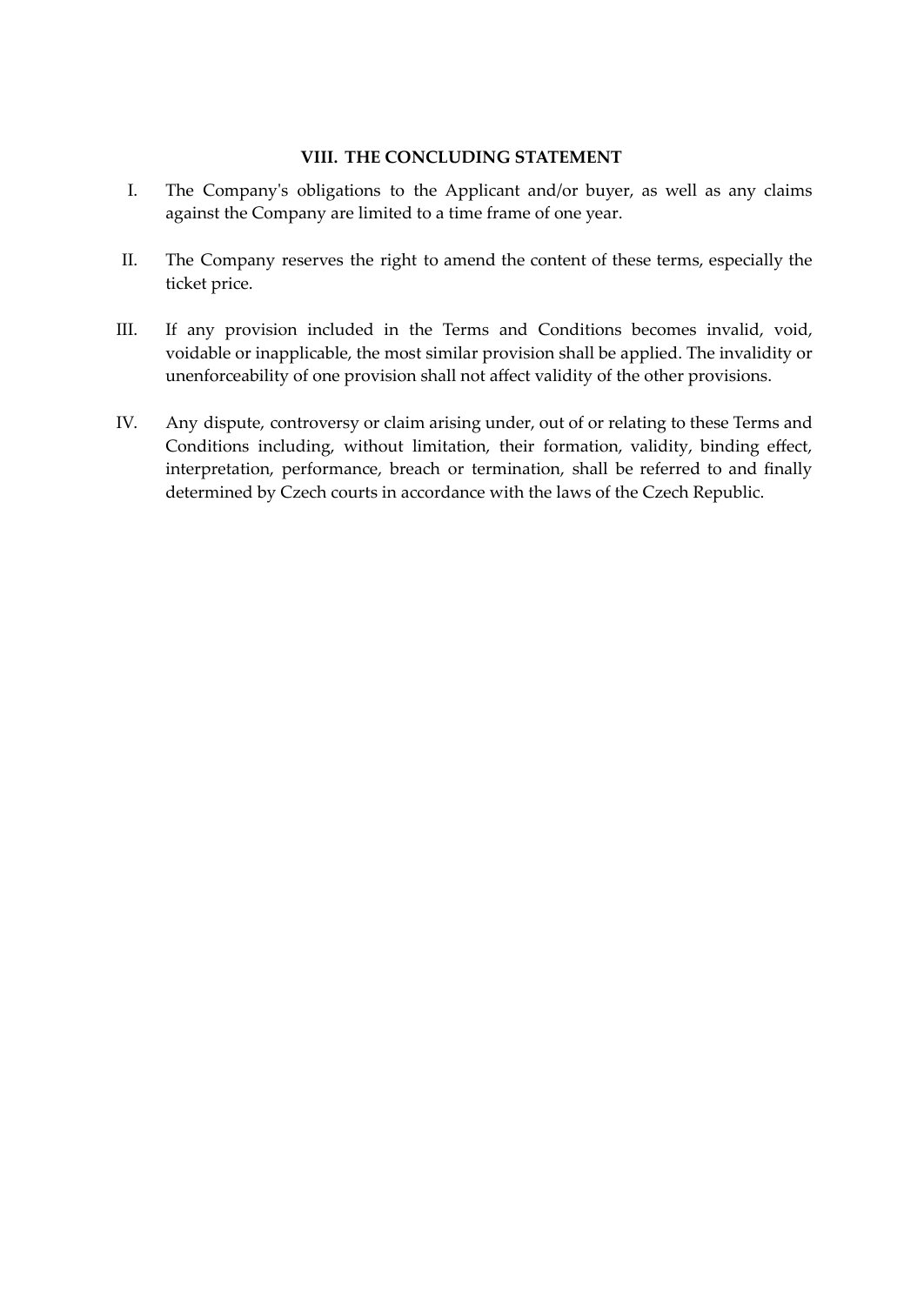### VIII. THE CONCLUDING STATEMENT

I. The Company's obligations to the Applicant and/or buyer, as well as any claims against the Company are limited to a time frame of one year.

II. The Company reserves the right to amend the content of these terms, especially the ticket price.

III. If any provision included in the Terms and Conditions becomes invalid, void, voidable or inapplicable, the most similar provision shall be applied. The invalidity or unenforceability of one provision shall not affect validity of the other provisions.

IV. Any dispute, controversy or claim arising under, out of or relating to these Terms and Conditions including, without limitation, their formation, validity, binding effect, interpretation, performance, breach or termination, shall be referred to and finally determined by Czech courts in accordance with the laws of the Czech Republic.